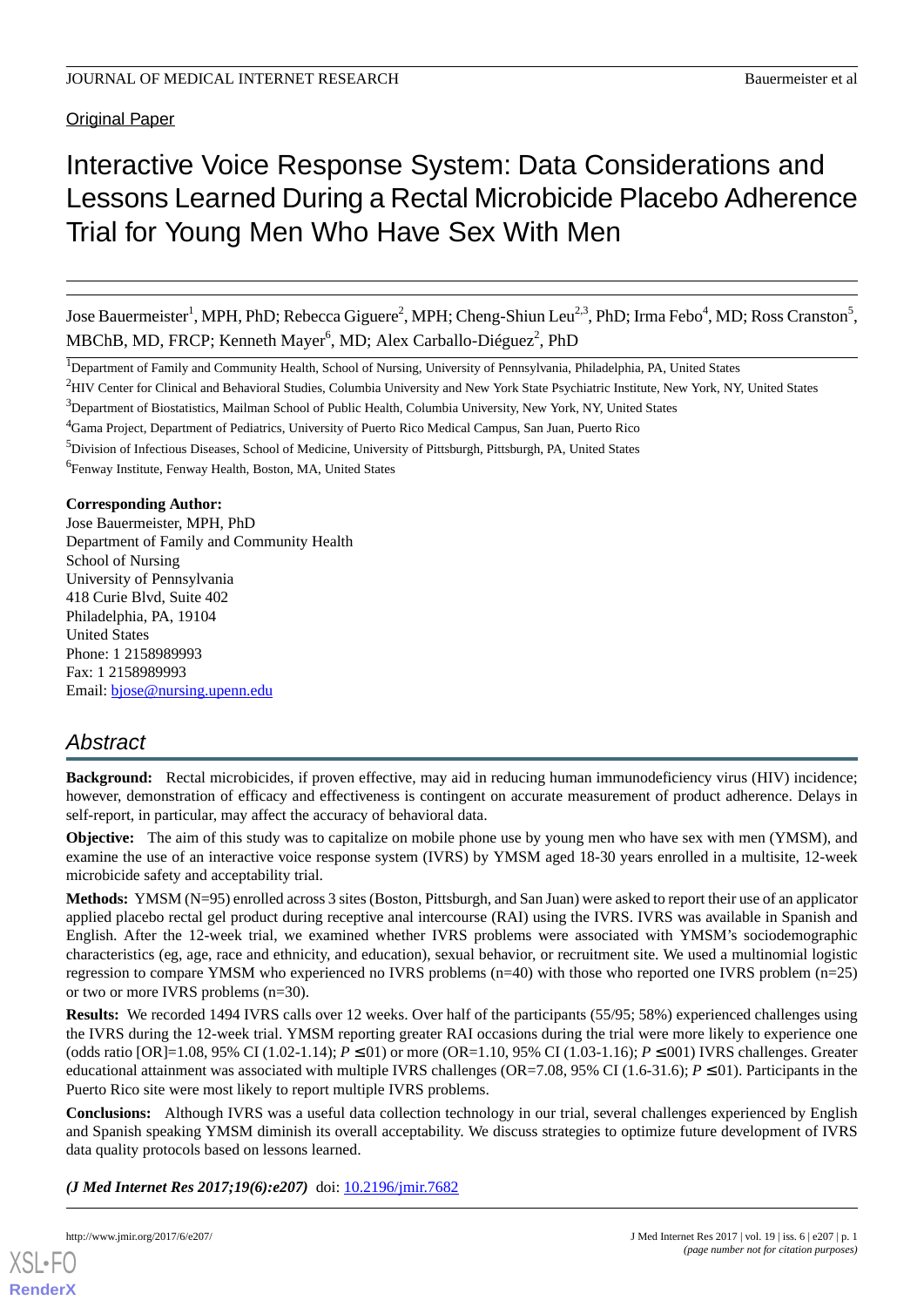Original Paper

# Interactive Voice Response System: Data Considerations and Lessons Learned During a Rectal Microbicide Placebo Adherence Trial for Young Men Who Have Sex With Men

Jose Bauermeister[1], MPH, PhD; Rebecca Giguere[2], MPH; Cheng-Shiun Leu[2,3], PhD; Irma Febo[4], MD; Ross Cranston[5], MBChB, MD, FRCP; Kenneth Mayer[6], MD; Alex Carballo-Diéguez[2], PhD

[1]Department of Family and Community Health, School of Nursing, University of Pennsylvania, Philadelphia, PA, United States

[2]HIV Center for Clinical and Behavioral Studies, Columbia University and New York State Psychiatric Institute, New York, NY, United States

[3]Department of Biostatistics, Mailman School of Public Health, Columbia University, New York, NY, United States

[4]Gama Project, Department of Pediatrics, University of Puerto Rico Medical Campus, San Juan, Puerto Rico

[5]Division of Infectious Diseases, School of Medicine, University of Pittsburgh, Pittsburgh, PA, United States

[6]Fenway Institute, Fenway Health, Boston, MA, United States

**Corresponding Author:**
Jose Bauermeister, MPH, PhD
Department of Family and Community Health
School of Nursing
University of Pennsylvania
418 Curie Blvd, Suite 402
Philadelphia, PA, 19104
United States
Phone: 1 2158989993
Fax: 1 2158989993
Email: bjose@nursing.upenn.edu

## Abstract

**Background:** Rectal microbicides, if proven effective, may aid in reducing human immunodeficiency virus (HIV) incidence; however, demonstration of efficacy and effectiveness is contingent on accurate measurement of product adherence. Delays in self-report, in particular, may affect the accuracy of behavioral data.

**Objective:** The aim of this study was to capitalize on mobile phone use by young men who have sex with men (YMSM), and examine the use of an interactive voice response system (IVRS) by YMSM aged 18-30 years enrolled in a multisite, 12-week microbicide safety and acceptability trial.

**Methods:** YMSM (N=95) enrolled across 3 sites (Boston, Pittsburgh, and San Juan) were asked to report their use of an applicator applied placebo rectal gel product during receptive anal intercourse (RAI) using the IVRS. IVRS was available in Spanish and English. After the 12-week trial, we examined whether IVRS problems were associated with YMSM's sociodemographic characteristics (eg, age, race and ethnicity, and education), sexual behavior, or recruitment site. We used a multinomial logistic regression to compare YMSM who experienced no IVRS problems (n=40) with those who reported one IVRS problem (n=25) or two or more IVRS problems (n=30).

**Results:** We recorded 1494 IVRS calls over 12 weeks. Over half of the participants (55/95; 58%) experienced challenges using the IVRS during the 12-week trial. YMSM reporting greater RAI occasions during the trial were more likely to experience one (odds ratio [OR]=1.08, 95% CI (1.02-1.14); $P \leq .01$) or more (OR=1.10, 95% CI (1.03-1.16); $P \leq .001$) IVRS challenges. Greater educational attainment was associated with multiple IVRS challenges (OR=7.08, 95% CI (1.6-31.6); $P \leq .01$). Participants in the Puerto Rico site were most likely to report multiple IVRS problems.

**Conclusions:** Although IVRS was a useful data collection technology in our trial, several challenges experienced by English and Spanish speaking YMSM diminish its overall acceptability. We discuss strategies to optimize future development of IVRS data quality protocols based on lessons learned.

***(J Med Internet Res 2017;19(6):e207)*** doi: 10.2196/jmir.7682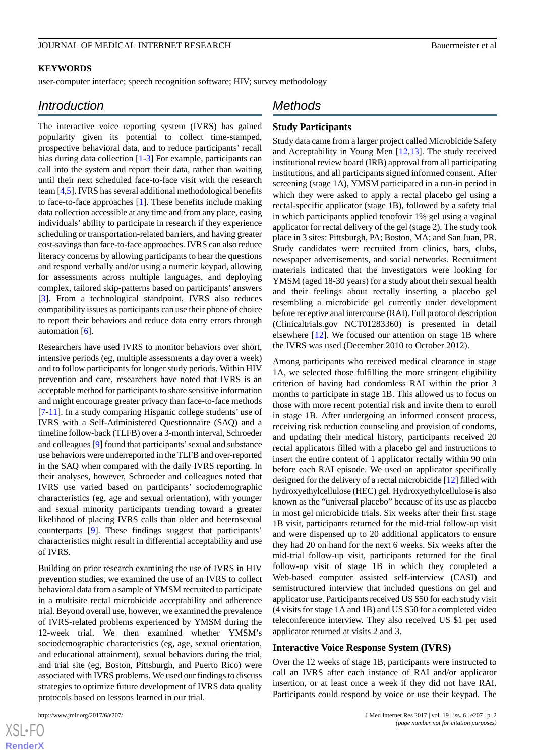**KEYWORDS**

user-computer interface; speech recognition software; HIV; survey methodology

## Introduction

The interactive voice reporting system (IVRS) has gained popularity given its potential to collect time-stamped, prospective behavioral data, and to reduce participants' recall bias during data collection [1-3] For example, participants can call into the system and report their data, rather than waiting until their next scheduled face-to-face visit with the research team [4,5]. IVRS has several additional methodological benefits to face-to-face approaches [1]. These benefits include making data collection accessible at any time and from any place, easing individuals' ability to participate in research if they experience scheduling or transportation-related barriers, and having greater cost-savings than face-to-face approaches. IVRS can also reduce literacy concerns by allowing participants to hear the questions and respond verbally and/or using a numeric keypad, allowing for assessments across multiple languages, and deploying complex, tailored skip-patterns based on participants' answers [3]. From a technological standpoint, IVRS also reduces compatibility issues as participants can use their phone of choice to report their behaviors and reduce data entry errors through automation [6].

Researchers have used IVRS to monitor behaviors over short, intensive periods (eg, multiple assessments a day over a week) and to follow participants for longer study periods. Within HIV prevention and care, researchers have noted that IVRS is an acceptable method for participants to share sensitive information and might encourage greater privacy than face-to-face methods [7-11]. In a study comparing Hispanic college students' use of IVRS with a Self-Administered Questionnaire (SAQ) and a timeline follow-back (TLFB) over a 3-month interval, Schroeder and colleagues [9] found that participants' sexual and substance use behaviors were underreported in the TLFB and over-reported in the SAQ when compared with the daily IVRS reporting. In their analyses, however, Schroeder and colleagues noted that IVRS use varied based on participants' sociodemographic characteristics (eg, age and sexual orientation), with younger and sexual minority participants trending toward a greater likelihood of placing IVRS calls than older and heterosexual counterparts [9]. These findings suggest that participants' characteristics might result in differential acceptability and use of IVRS.

Building on prior research examining the use of IVRS in HIV prevention studies, we examined the use of an IVRS to collect behavioral data from a sample of YMSM recruited to participate in a multisite rectal microbicide acceptability and adherence trial. Beyond overall use, however, we examined the prevalence of IVRS-related problems experienced by YMSM during the 12-week trial. We then examined whether YMSM's sociodemographic characteristics (eg, age, sexual orientation, and educational attainment), sexual behaviors during the trial, and trial site (eg, Boston, Pittsburgh, and Puerto Rico) were associated with IVRS problems. We used our findings to discuss strategies to optimize future development of IVRS data quality protocols based on lessons learned in our trial.

## Methods

### Study Participants

Study data came from a larger project called Microbicide Safety and Acceptability in Young Men [12,13]. The study received institutional review board (IRB) approval from all participating institutions, and all participants signed informed consent. After screening (stage 1A), YMSM participated in a run-in period in which they were asked to apply a rectal placebo gel using a rectal-specific applicator (stage 1B), followed by a safety trial in which participants applied tenofovir 1% gel using a vaginal applicator for rectal delivery of the gel (stage 2). The study took place in 3 sites: Pittsburgh, PA; Boston, MA; and San Juan, PR. Study candidates were recruited from clinics, bars, clubs, newspaper advertisements, and social networks. Recruitment materials indicated that the investigators were looking for YMSM (aged 18-30 years) for a study about their sexual health and their feelings about rectally inserting a placebo gel resembling a microbicide gel currently under development before receptive anal intercourse (RAI). Full protocol description (Clinicaltrials.gov NCT01283360) is presented in detail elsewhere [12]. We focused our attention on stage 1B where the IVRS was used (December 2010 to October 2012).

Among participants who received medical clearance in stage 1A, we selected those fulfilling the more stringent eligibility criterion of having had condomless RAI within the prior 3 months to participate in stage 1B. This allowed us to focus on those with more recent potential risk and invite them to enroll in stage 1B. After undergoing an informed consent process, receiving risk reduction counseling and provision of condoms, and updating their medical history, participants received 20 rectal applicators filled with a placebo gel and instructions to insert the entire content of 1 applicator rectally within 90 min before each RAI episode. We used an applicator specifically designed for the delivery of a rectal microbicide [12] filled with hydroxyethylcellulose (HEC) gel. Hydroxyethylcellulose is also known as the "universal placebo" because of its use as placebo in most gel microbicide trials. Six weeks after their first stage 1B visit, participants returned for the mid-trial follow-up visit and were dispensed up to 20 additional applicators to ensure they had 20 on hand for the next 6 weeks. Six weeks after the mid-trial follow-up visit, participants returned for the final follow-up visit of stage 1B in which they completed a Web-based computer assisted self-interview (CASI) and semistructured interview that included questions on gel and applicator use. Participants received US $50 for each study visit (4 visits for stage 1A and 1B) and US $50 for a completed video teleconference interview. They also received US $1 per used applicator returned at visits 2 and 3.

### Interactive Voice Response System (IVRS)

Over the 12 weeks of stage 1B, participants were instructed to call an IVRS after each instance of RAI and/or applicator insertion, or at least once a week if they did not have RAI. Participants could respond by voice or use their keypad. The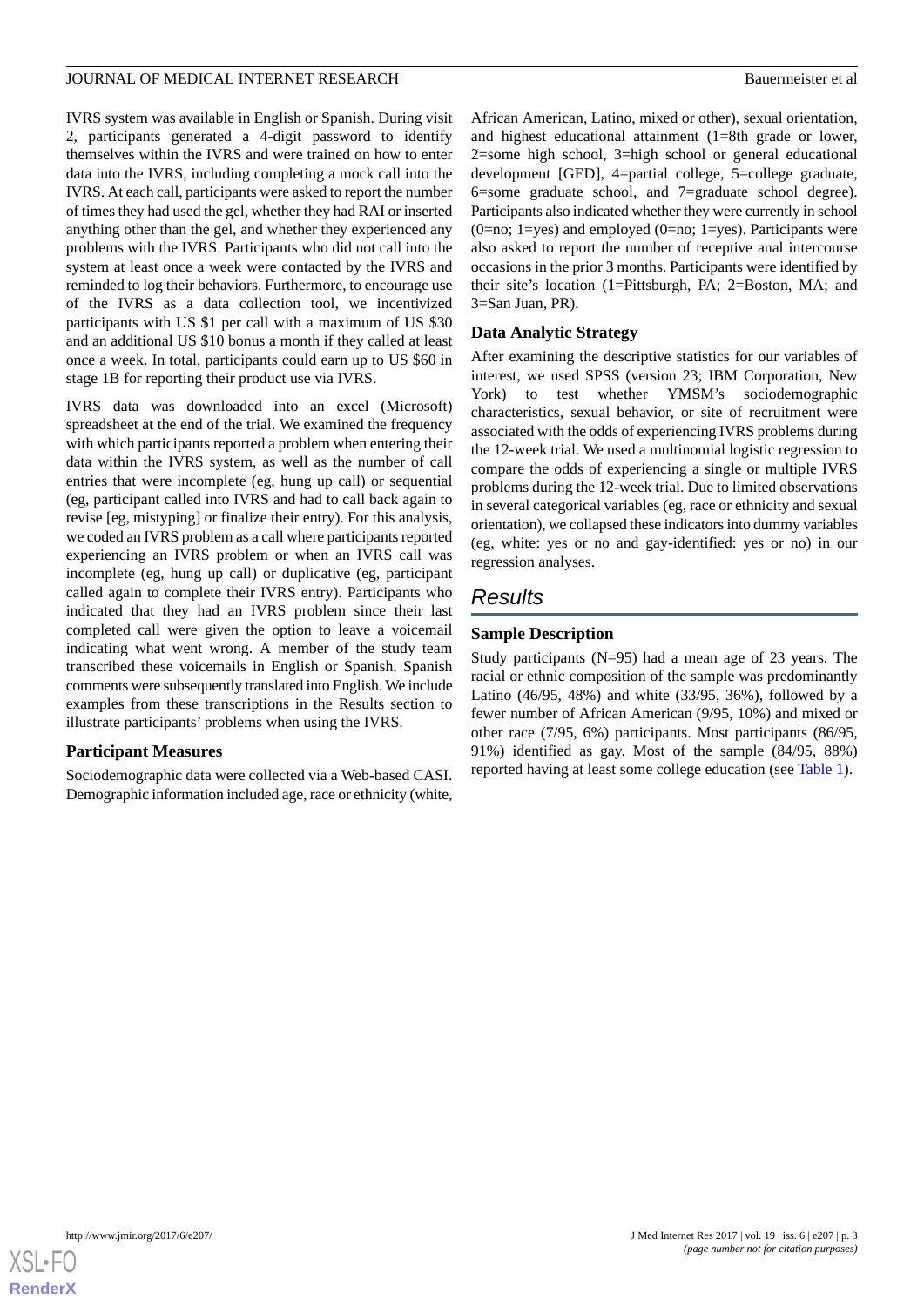IVRS system was available in English or Spanish. During visit 2, participants generated a 4-digit password to identify themselves within the IVRS and were trained on how to enter data into the IVRS, including completing a mock call into the IVRS. At each call, participants were asked to report the number of times they had used the gel, whether they had RAI or inserted anything other than the gel, and whether they experienced any problems with the IVRS. Participants who did not call into the system at least once a week were contacted by the IVRS and reminded to log their behaviors. Furthermore, to encourage use of the IVRS as a data collection tool, we incentivized participants with US $1 per call with a maximum of US $30 and an additional US $10 bonus a month if they called at least once a week. In total, participants could earn up to US $60 in stage 1B for reporting their product use via IVRS.

IVRS data was downloaded into an excel (Microsoft) spreadsheet at the end of the trial. We examined the frequency with which participants reported a problem when entering their data within the IVRS system, as well as the number of call entries that were incomplete (eg, hung up call) or sequential (eg, participant called into IVRS and had to call back again to revise [eg, mistyping] or finalize their entry). For this analysis, we coded an IVRS problem as a call where participants reported experiencing an IVRS problem or when an IVRS call was incomplete (eg, hung up call) or duplicative (eg, participant called again to complete their IVRS entry). Participants who indicated that they had an IVRS problem since their last completed call were given the option to leave a voicemail indicating what went wrong. A member of the study team transcribed these voicemails in English or Spanish. Spanish comments were subsequently translated into English. We include examples from these transcriptions in the Results section to illustrate participants' problems when using the IVRS.

### Participant Measures

Sociodemographic data were collected via a Web-based CASI. Demographic information included age, race or ethnicity (white, African American, Latino, mixed or other), sexual orientation, and highest educational attainment (1=8th grade or lower, 2=some high school, 3=high school or general educational development [GED], 4=partial college, 5=college graduate, 6=some graduate school, and 7=graduate school degree). Participants also indicated whether they were currently in school (0=no; 1=yes) and employed (0=no; 1=yes). Participants were also asked to report the number of receptive anal intercourse occasions in the prior 3 months. Participants were identified by their site's location (1=Pittsburgh, PA; 2=Boston, MA; and 3=San Juan, PR).

### Data Analytic Strategy

After examining the descriptive statistics for our variables of interest, we used SPSS (version 23; IBM Corporation, New York) to test whether YMSM's sociodemographic characteristics, sexual behavior, or site of recruitment were associated with the odds of experiencing IVRS problems during the 12-week trial. We used a multinomial logistic regression to compare the odds of experiencing a single or multiple IVRS problems during the 12-week trial. Due to limited observations in several categorical variables (eg, race or ethnicity and sexual orientation), we collapsed these indicators into dummy variables (eg, white: yes or no and gay-identified: yes or no) in our regression analyses.

## Results

### Sample Description

Study participants (N=95) had a mean age of 23 years. The racial or ethnic composition of the sample was predominantly Latino (46/95, 48%) and white (33/95, 36%), followed by a fewer number of African American (9/95, 10%) and mixed or other race (7/95, 6%) participants. Most participants (86/95, 91%) identified as gay. Most of the sample (84/95, 88%) reported having at least some college education (see Table 1).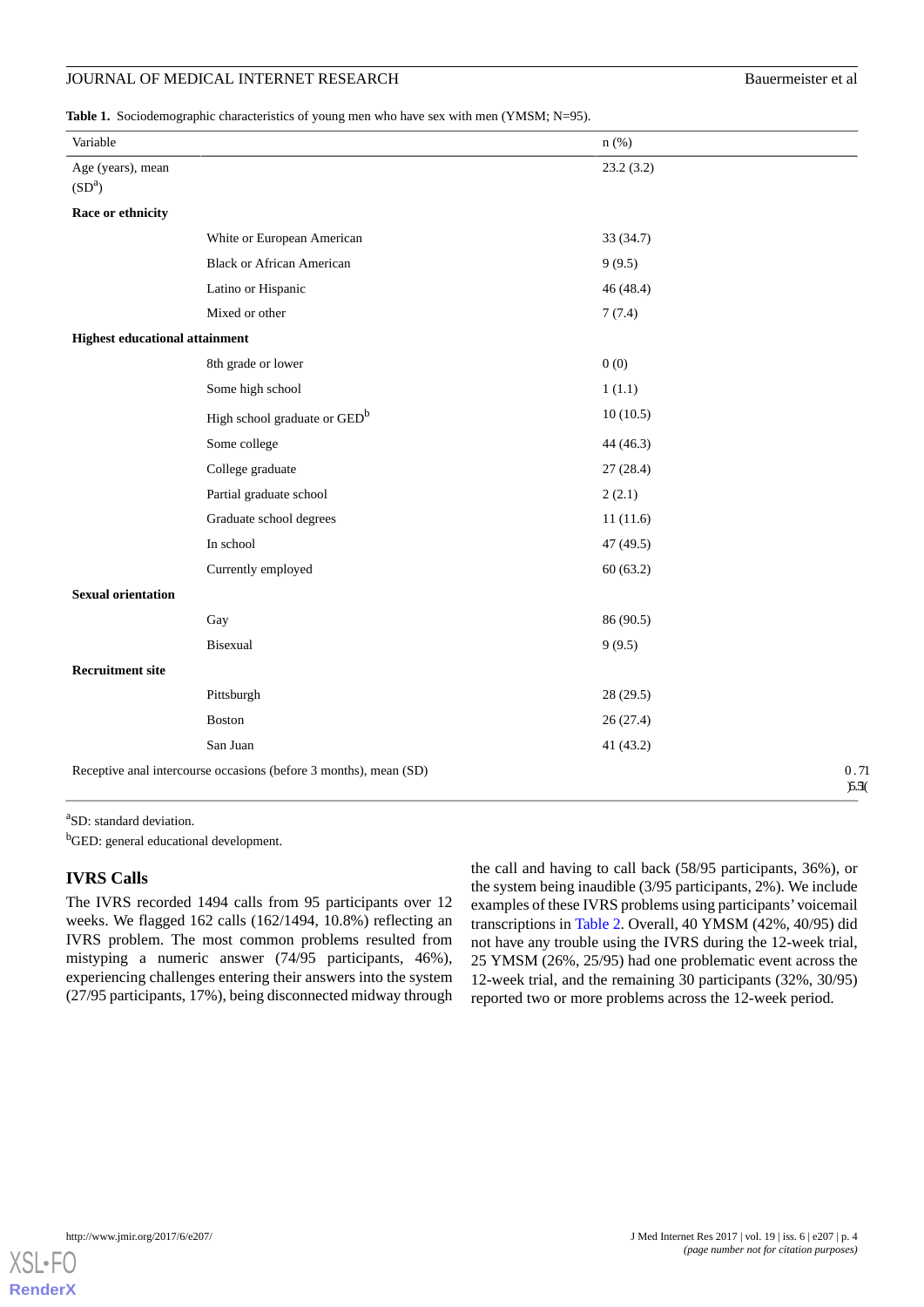**Table 1.** Sociodemographic characteristics of young men who have sex with men (YMSM; N=95).

| Variable | | n (%) |
|---|---|---|
| Age (years), mean (SD[a]) | | 23.2 (3.2) |
| **Race or ethnicity** | | |
| | White or European American | 33 (34.7) |
| | Black or African American | 9 (9.5) |
| | Latino or Hispanic | 46 (48.4) |
| | Mixed or other | 7 (7.4) |
| **Highest educational attainment** | | |
| | 8th grade or lower | 0 (0) |
| | Some high school | 1 (1.1) |
| | High school graduate or GED[b] | 10 (10.5) |
| | Some college | 44 (46.3) |
| | College graduate | 27 (28.4) |
| | Partial graduate school | 2 (2.1) |
| | Graduate school degrees | 11 (11.6) |
| | In school | 47 (49.5) |
| | Currently employed | 60 (63.2) |
| **Sexual orientation** | | |
| | Gay | 86 (90.5) |
| | Bisexual | 9 (9.5) |
| **Recruitment site** | | |
| | Pittsburgh | 28 (29.5) |
| | Boston | 26 (27.4) |
| | San Juan | 41 (43.2) |
| Receptive anal intercourse occasions (before 3 months), mean (SD) | | 0.71 (5.3) |

[a]SD: standard deviation.

[b]GED: general educational development.

## IVRS Calls

The IVRS recorded 1494 calls from 95 participants over 12 weeks. We flagged 162 calls (162/1494, 10.8%) reflecting an IVRS problem. The most common problems resulted from mistyping a numeric answer (74/95 participants, 46%), experiencing challenges entering their answers into the system (27/95 participants, 17%), being disconnected midway through the call and having to call back (58/95 participants, 36%), or the system being inaudible (3/95 participants, 2%). We include examples of these IVRS problems using participants' voicemail transcriptions in Table 2. Overall, 40 YMSM (42%, 40/95) did not have any trouble using the IVRS during the 12-week trial, 25 YMSM (26%, 25/95) had one problematic event across the 12-week trial, and the remaining 30 participants (32%, 30/95) reported two or more problems across the 12-week period.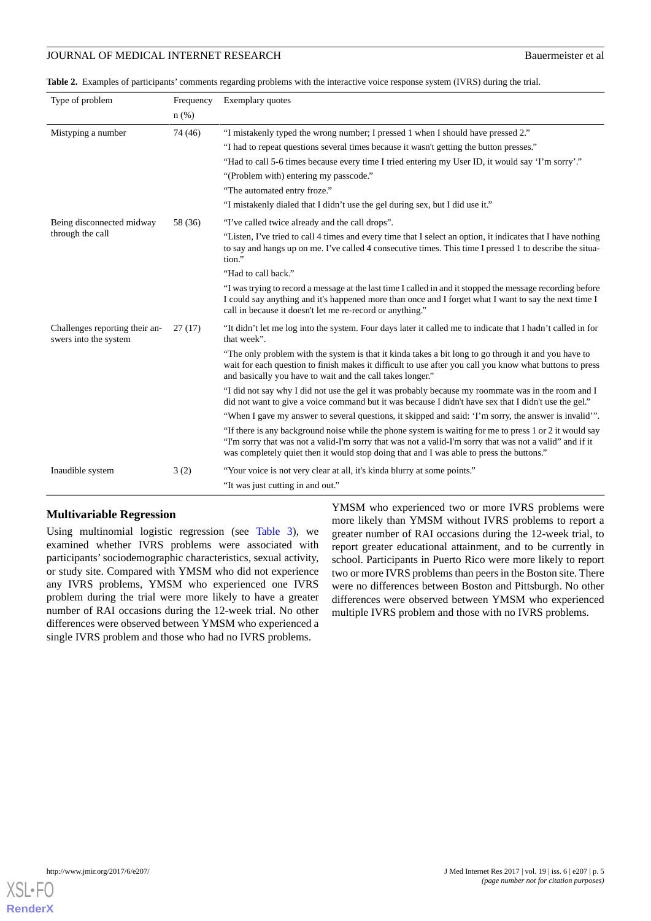**Table 2.** Examples of participants' comments regarding problems with the interactive voice response system (IVRS) during the trial.

| Type of problem | Frequency n (%) | Exemplary quotes |
|---|---|---|
| Mistyping a number | 74 (46) | "I mistakenly typed the wrong number; I pressed 1 when I should have pressed 2." |
| | | "I had to repeat questions several times because it wasn't getting the button presses." |
| | | "Had to call 5-6 times because every time I tried entering my User ID, it would say 'I'm sorry'." |
| | | "(Problem with) entering my passcode." |
| | | "The automated entry froze." |
| | | "I mistakenly dialed that I didn't use the gel during sex, but I did use it." |
| Being disconnected midway through the call | 58 (36) | "I've called twice already and the call drops". |
| | | "Listen, I've tried to call 4 times and every time that I select an option, it indicates that I have nothing to say and hangs up on me. I've called 4 consecutive times. This time I pressed 1 to describe the situation." |
| | | "Had to call back." |
| | | "I was trying to record a message at the last time I called in and it stopped the message recording before I could say anything and it's happened more than once and I forget what I want to say the next time I call in because it doesn't let me re-record or anything." |
| Challenges reporting their answers into the system | 27 (17) | "It didn't let me log into the system. Four days later it called me to indicate that I hadn't called in for that week". |
| | | "The only problem with the system is that it kinda takes a bit long to go through it and you have to wait for each question to finish makes it difficult to use after you call you know what buttons to press and basically you have to wait and the call takes longer." |
| | | "I did not say why I did not use the gel it was probably because my roommate was in the room and I did not want to give a voice command but it was because I didn't have sex that I didn't use the gel." |
| | | "When I gave my answer to several questions, it skipped and said: 'I'm sorry, the answer is invalid'". |
| | | "If there is any background noise while the phone system is waiting for me to press 1 or 2 it would say "I'm sorry that was not a valid-I'm sorry that was not a valid-I'm sorry that was not a valid" and if it was completely quiet then it would stop doing that and I was able to press the buttons." |
| Inaudible system | 3 (2) | "Your voice is not very clear at all, it's kinda blurry at some points." |
| | | "It was just cutting in and out." |

### Multivariable Regression

Using multinomial logistic regression (see Table 3), we examined whether IVRS problems were associated with participants' sociodemographic characteristics, sexual activity, or study site. Compared with YMSM who did not experience any IVRS problems, YMSM who experienced one IVRS problem during the trial were more likely to have a greater number of RAI occasions during the 12-week trial. No other differences were observed between YMSM who experienced a single IVRS problem and those who had no IVRS problems.

YMSM who experienced two or more IVRS problems were more likely than YMSM without IVRS problems to report a greater number of RAI occasions during the 12-week trial, to report greater educational attainment, and to be currently in school. Participants in Puerto Rico were more likely to report two or more IVRS problems than peers in the Boston site. There were no differences between Boston and Pittsburgh. No other differences were observed between YMSM who experienced multiple IVRS problem and those with no IVRS problems.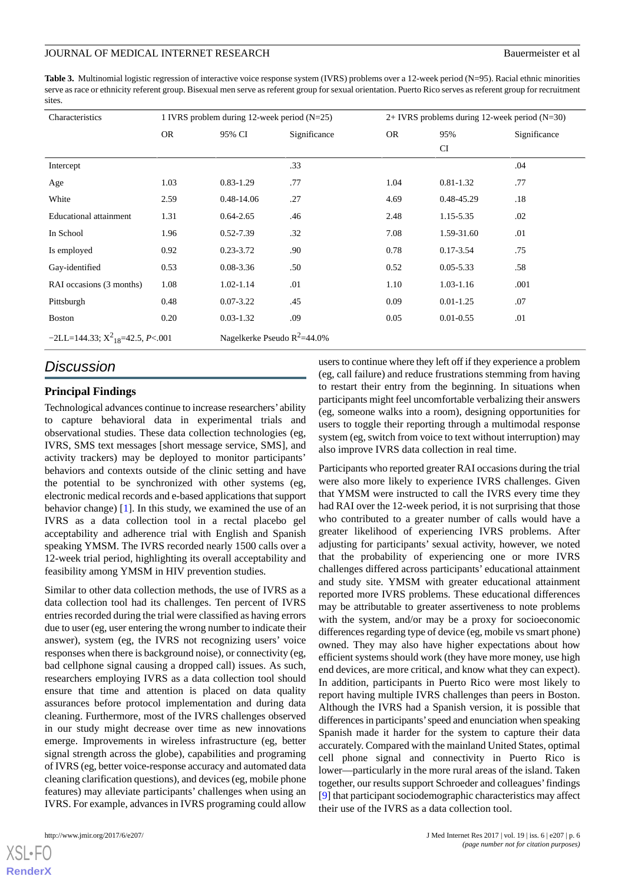**Table 3.** Multinomial logistic regression of interactive voice response system (IVRS) problems over a 12-week period (N=95). Racial ethnic minorities serve as race or ethnicity referent group. Bisexual men serve as referent group for sexual orientation. Puerto Rico serves as referent group for recruitment sites.

| Characteristics | 1 IVRS problem during 12-week period (N=25) | | | 2+ IVRS problems during 12-week period (N=30) | | |
|---|---|---|---|---|---|---|
| | OR | 95% CI | Significance | OR | 95% CI | Significance |
| Intercept | | | .33 | | | .04 |
| Age | 1.03 | 0.83-1.29 | .77 | 1.04 | 0.81-1.32 | .77 |
| White | 2.59 | 0.48-14.06 | .27 | 4.69 | 0.48-45.29 | .18 |
| Educational attainment | 1.31 | 0.64-2.65 | .46 | 2.48 | 1.15-5.35 | .02 |
| In School | 1.96 | 0.52-7.39 | .32 | 7.08 | 1.59-31.60 | .01 |
| Is employed | 0.92 | 0.23-3.72 | .90 | 0.78 | 0.17-3.54 | .75 |
| Gay-identified | 0.53 | 0.08-3.36 | .50 | 0.52 | 0.05-5.33 | .58 |
| RAI occasions (3 months) | 1.08 | 1.02-1.14 | .01 | 1.10 | 1.03-1.16 | .001 |
| Pittsburgh | 0.48 | 0.07-3.22 | .45 | 0.09 | 0.01-1.25 | .07 |
| Boston | 0.20 | 0.03-1.32 | .09 | 0.05 | 0.01-0.55 | .01 |
| −2LL=144.33; $X^2_{18}$=42.5, *P*<.001 | | Nagelkerke Pseudo $R^2$=44.0% | | | | |

## Discussion

### Principal Findings

Technological advances continue to increase researchers' ability to capture behavioral data in experimental trials and observational studies. These data collection technologies (eg, IVRS, SMS text messages [short message service, SMS], and activity trackers) may be deployed to monitor participants' behaviors and contexts outside of the clinic setting and have the potential to be synchronized with other systems (eg, electronic medical records and e-based applications that support behavior change) [1]. In this study, we examined the use of an IVRS as a data collection tool in a rectal placebo gel acceptability and adherence trial with English and Spanish speaking YMSM. The IVRS recorded nearly 1500 calls over a 12-week trial period, highlighting its overall acceptability and feasibility among YMSM in HIV prevention studies.

Similar to other data collection methods, the use of IVRS as a data collection tool had its challenges. Ten percent of IVRS entries recorded during the trial were classified as having errors due to user (eg, user entering the wrong number to indicate their answer), system (eg, the IVRS not recognizing users' voice responses when there is background noise), or connectivity (eg, bad cellphone signal causing a dropped call) issues. As such, researchers employing IVRS as a data collection tool should ensure that time and attention is placed on data quality assurances before protocol implementation and during data cleaning. Furthermore, most of the IVRS challenges observed in our study might decrease over time as new innovations emerge. Improvements in wireless infrastructure (eg, better signal strength across the globe), capabilities and programing of IVRS (eg, better voice-response accuracy and automated data cleaning clarification questions), and devices (eg, mobile phone features) may alleviate participants' challenges when using an IVRS. For example, advances in IVRS programing could allow users to continue where they left off if they experience a problem (eg, call failure) and reduce frustrations stemming from having to restart their entry from the beginning. In situations when participants might feel uncomfortable verbalizing their answers (eg, someone walks into a room), designing opportunities for users to toggle their reporting through a multimodal response system (eg, switch from voice to text without interruption) may also improve IVRS data collection in real time.

Participants who reported greater RAI occasions during the trial were also more likely to experience IVRS challenges. Given that YMSM were instructed to call the IVRS every time they had RAI over the 12-week period, it is not surprising that those who contributed to a greater number of calls would have a greater likelihood of experiencing IVRS problems. After adjusting for participants' sexual activity, however, we noted that the probability of experiencing one or more IVRS challenges differed across participants' educational attainment and study site. YMSM with greater educational attainment reported more IVRS problems. These educational differences may be attributable to greater assertiveness to note problems with the system, and/or may be a proxy for socioeconomic differences regarding type of device (eg, mobile vs smart phone) owned. They may also have higher expectations about how efficient systems should work (they have more money, use high end devices, are more critical, and know what they can expect). In addition, participants in Puerto Rico were most likely to report having multiple IVRS challenges than peers in Boston. Although the IVRS had a Spanish version, it is possible that differences in participants' speed and enunciation when speaking Spanish made it harder for the system to capture their data accurately. Compared with the mainland United States, optimal cell phone signal and connectivity in Puerto Rico is lower—particularly in the more rural areas of the island. Taken together, our results support Schroeder and colleagues' findings [9] that participant sociodemographic characteristics may affect their use of the IVRS as a data collection tool.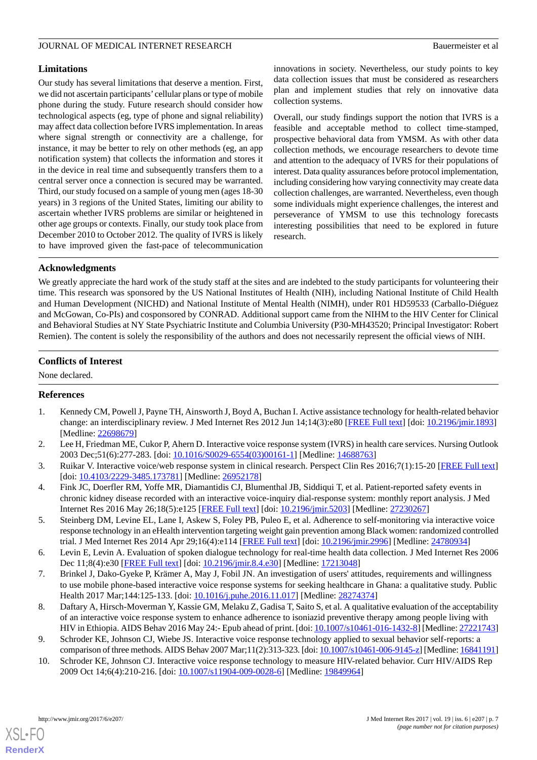## Limitations

Our study has several limitations that deserve a mention. First, we did not ascertain participants' cellular plans or type of mobile phone during the study. Future research should consider how technological aspects (eg, type of phone and signal reliability) may affect data collection before IVRS implementation. In areas where signal strength or connectivity are a challenge, for instance, it may be better to rely on other methods (eg, an app notification system) that collects the information and stores it in the device in real time and subsequently transfers them to a central server once a connection is secured may be warranted. Third, our study focused on a sample of young men (ages 18-30 years) in 3 regions of the United States, limiting our ability to ascertain whether IVRS problems are similar or heightened in other age groups or contexts. Finally, our study took place from December 2010 to October 2012. The quality of IVRS is likely to have improved given the fast-pace of telecommunication innovations in society. Nevertheless, our study points to key data collection issues that must be considered as researchers plan and implement studies that rely on innovative data collection systems.

Overall, our study findings support the notion that IVRS is a feasible and acceptable method to collect time-stamped, prospective behavioral data from YMSM. As with other data collection methods, we encourage researchers to devote time and attention to the adequacy of IVRS for their populations of interest. Data quality assurances before protocol implementation, including considering how varying connectivity may create data collection challenges, are warranted. Nevertheless, even though some individuals might experience challenges, the interest and perseverance of YMSM to use this technology forecasts interesting possibilities that need to be explored in future research.

## Acknowledgments

We greatly appreciate the hard work of the study staff at the sites and are indebted to the study participants for volunteering their time. This research was sponsored by the US National Institutes of Health (NIH), including National Institute of Child Health and Human Development (NICHD) and National Institute of Mental Health (NIMH), under R01 HD59533 (Carballo-Diéguez and McGowan, Co-PIs) and cosponsored by CONRAD. Additional support came from the NIHM to the HIV Center for Clinical and Behavioral Studies at NY State Psychiatric Institute and Columbia University (P30-MH43520; Principal Investigator: Robert Remien). The content is solely the responsibility of the authors and does not necessarily represent the official views of NIH.

## Conflicts of Interest

None declared.

## References

1. Kennedy CM, Powell J, Payne TH, Ainsworth J, Boyd A, Buchan I. Active assistance technology for health-related behavior change: an interdisciplinary review. J Med Internet Res 2012 Jun 14;14(3):e80 [FREE Full text] [doi: 10.2196/jmir.1893] [Medline: 22698679]
2. Lee H, Friedman ME, Cukor P, Ahern D. Interactive voice response system (IVRS) in health care services. Nursing Outlook 2003 Dec;51(6):277-283. [doi: 10.1016/S0029-6554(03)00161-1] [Medline: 14688763]
3. Ruikar V. Interactive voice/web response system in clinical research. Perspect Clin Res 2016;7(1):15-20 [FREE Full text] [doi: 10.4103/2229-3485.173781] [Medline: 26952178]
4. Fink JC, Doerfler RM, Yoffe MR, Diamantidis CJ, Blumenthal JB, Siddiqui T, et al. Patient-reported safety events in chronic kidney disease recorded with an interactive voice-inquiry dial-response system: monthly report analysis. J Med Internet Res 2016 May 26;18(5):e125 [FREE Full text] [doi: 10.2196/jmir.5203] [Medline: 27230267]
5. Steinberg DM, Levine EL, Lane I, Askew S, Foley PB, Puleo E, et al. Adherence to self-monitoring via interactive voice response technology in an eHealth intervention targeting weight gain prevention among Black women: randomized controlled trial. J Med Internet Res 2014 Apr 29;16(4):e114 [FREE Full text] [doi: 10.2196/jmir.2996] [Medline: 24780934]
6. Levin E, Levin A. Evaluation of spoken dialogue technology for real-time health data collection. J Med Internet Res 2006 Dec 11;8(4):e30 [FREE Full text] [doi: 10.2196/jmir.8.4.e30] [Medline: 17213048]
7. Brinkel J, Dako-Gyeke P, Krämer A, May J, Fobil JN. An investigation of users' attitudes, requirements and willingness to use mobile phone-based interactive voice response systems for seeking healthcare in Ghana: a qualitative study. Public Health 2017 Mar;144:125-133. [doi: 10.1016/j.puhe.2016.11.017] [Medline: 28274374]
8. Daftary A, Hirsch-Moverman Y, Kassie GM, Melaku Z, Gadisa T, Saito S, et al. A qualitative evaluation of the acceptability of an interactive voice response system to enhance adherence to isoniazid preventive therapy among people living with HIV in Ethiopia. AIDS Behav 2016 May 24:- Epub ahead of print. [doi: 10.1007/s10461-016-1432-8] [Medline: 27221743]
9. Schroder KE, Johnson CJ, Wiebe JS. Interactive voice response technology applied to sexual behavior self-reports: a comparison of three methods. AIDS Behav 2007 Mar;11(2):313-323. [doi: 10.1007/s10461-006-9145-z] [Medline: 16841191]
10. Schroder KE, Johnson CJ. Interactive voice response technology to measure HIV-related behavior. Curr HIV/AIDS Rep 2009 Oct 14;6(4):210-216. [doi: 10.1007/s11904-009-0028-6] [Medline: 19849964]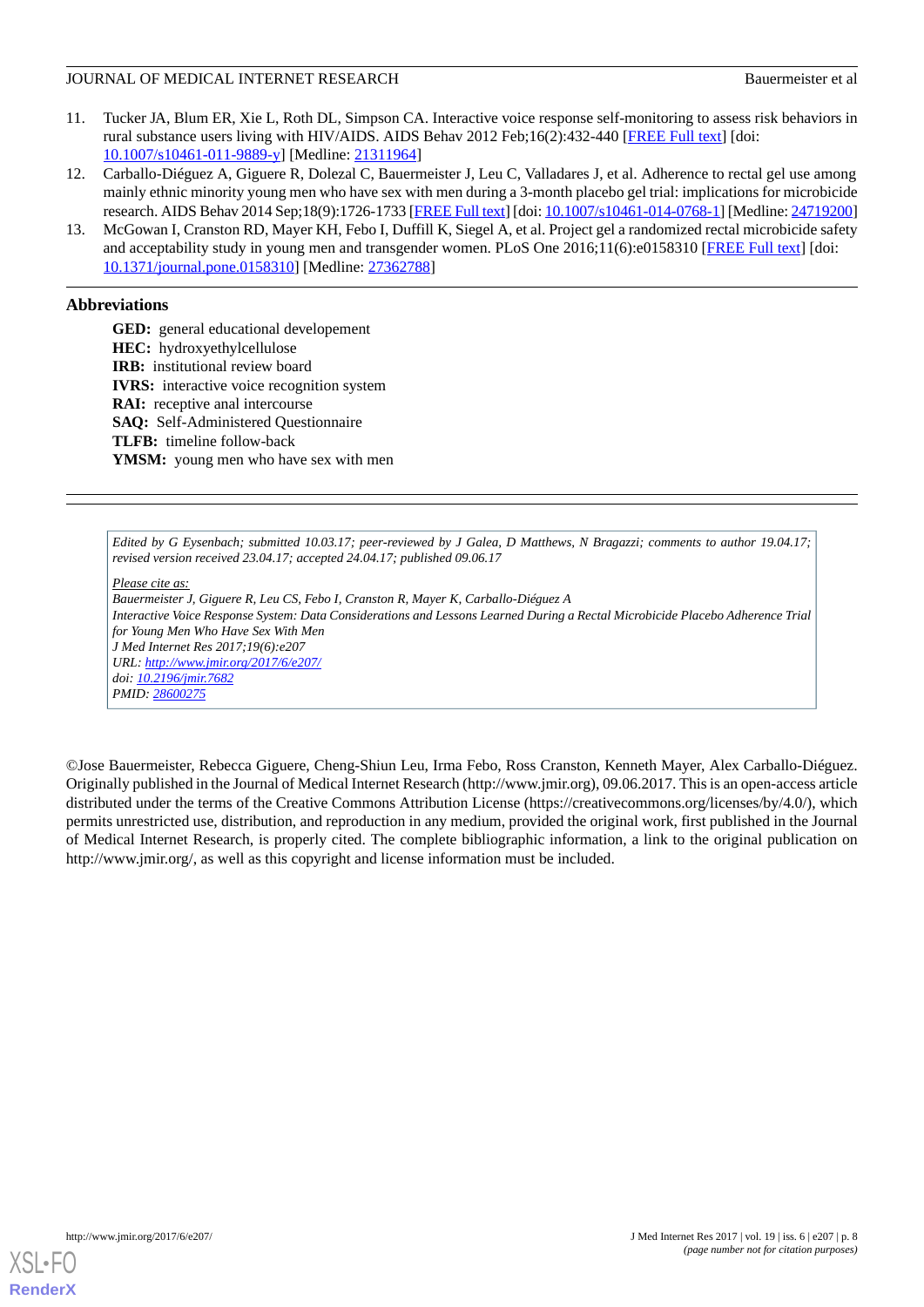11. Tucker JA, Blum ER, Xie L, Roth DL, Simpson CA. Interactive voice response self-monitoring to assess risk behaviors in rural substance users living with HIV/AIDS. AIDS Behav 2012 Feb;16(2):432-440 [FREE Full text] [doi: 10.1007/s10461-011-9889-y] [Medline: 21311964]
12. Carballo-Diéguez A, Giguere R, Dolezal C, Bauermeister J, Leu C, Valladares J, et al. Adherence to rectal gel use among mainly ethnic minority young men who have sex with men during a 3-month placebo gel trial: implications for microbicide research. AIDS Behav 2014 Sep;18(9):1726-1733 [FREE Full text] [doi: 10.1007/s10461-014-0768-1] [Medline: 24719200]
13. McGowan I, Cranston RD, Mayer KH, Febo I, Duffill K, Siegel A, et al. Project gel a randomized rectal microbicide safety and acceptability study in young men and transgender women. PLoS One 2016;11(6):e0158310 [FREE Full text] [doi: 10.1371/journal.pone.0158310] [Medline: 27362788]

## Abbreviations

**GED:** general educational developement
**HEC:** hydroxyethylcellulose
**IRB:** institutional review board
**IVRS:** interactive voice recognition system
**RAI:** receptive anal intercourse
**SAQ:** Self-Administered Questionnaire
**TLFB:** timeline follow-back
**YMSM:** young men who have sex with men

---

*Edited by G Eysenbach; submitted 10.03.17; peer-reviewed by J Galea, D Matthews, N Bragazzi; comments to author 19.04.17; revised version received 23.04.17; accepted 24.04.17; published 09.06.17*

*Please cite as:*
*Bauermeister J, Giguere R, Leu CS, Febo I, Cranston R, Mayer K, Carballo-Diéguez A*
*Interactive Voice Response System: Data Considerations and Lessons Learned During a Rectal Microbicide Placebo Adherence Trial for Young Men Who Have Sex With Men*
*J Med Internet Res 2017;19(6):e207*
*URL: http://www.jmir.org/2017/6/e207/*
*doi: 10.2196/jmir.7682*
*PMID: 28600275*

©Jose Bauermeister, Rebecca Giguere, Cheng-Shiun Leu, Irma Febo, Ross Cranston, Kenneth Mayer, Alex Carballo-Diéguez. Originally published in the Journal of Medical Internet Research (http://www.jmir.org), 09.06.2017. This is an open-access article distributed under the terms of the Creative Commons Attribution License (https://creativecommons.org/licenses/by/4.0/), which permits unrestricted use, distribution, and reproduction in any medium, provided the original work, first published in the Journal of Medical Internet Research, is properly cited. The complete bibliographic information, a link to the original publication on http://www.jmir.org/, as well as this copyright and license information must be included.